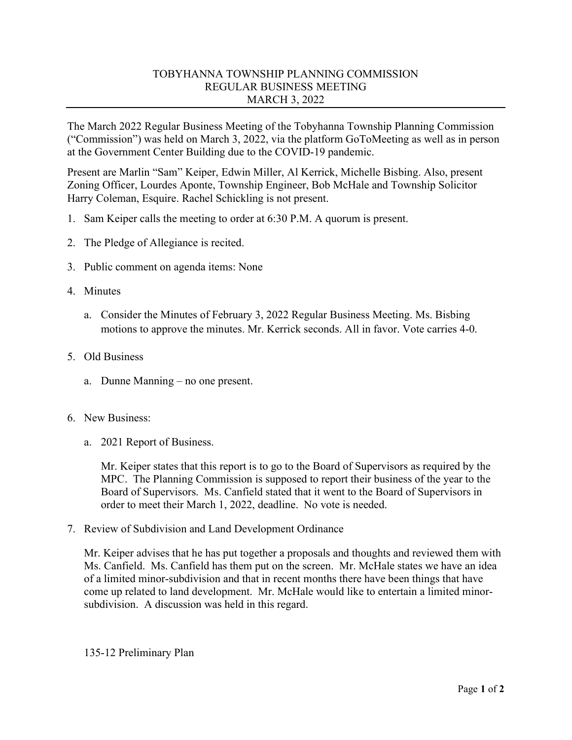# TOBYHANNA TOWNSHIP PLANNING COMMISSION
## REGULAR BUSINESS MEETING
## MARCH 3, 2022

The March 2022 Regular Business Meeting of the Tobyhanna Township Planning Commission ("Commission") was held on March 3, 2022, via the platform GoToMeeting as well as in person at the Government Center Building due to the COVID-19 pandemic.

Present are Marlin "Sam" Keiper, Edwin Miller, Al Kerrick, Michelle Bisbing. Also, present Zoning Officer, Lourdes Aponte, Township Engineer, Bob McHale and Township Solicitor Harry Coleman, Esquire. Rachel Schickling is not present.

1. Sam Keiper calls the meeting to order at 6:30 P.M. A quorum is present.

2. The Pledge of Allegiance is recited.

3. Public comment on agenda items: None

4. Minutes

   a. Consider the Minutes of February 3, 2022 Regular Business Meeting. Ms. Bisbing motions to approve the minutes. Mr. Kerrick seconds. All in favor. Vote carries 4-0.

5. Old Business

   a. Dunne Manning – no one present.

6. New Business:

   a. 2021 Report of Business.

      Mr. Keiper states that this report is to go to the Board of Supervisors as required by the MPC. The Planning Commission is supposed to report their business of the year to the Board of Supervisors. Ms. Canfield stated that it went to the Board of Supervisors in order to meet their March 1, 2022, deadline. No vote is needed.

7. Review of Subdivision and Land Development Ordinance

   Mr. Keiper advises that he has put together a proposals and thoughts and reviewed them with Ms. Canfield. Ms. Canfield has them put on the screen. Mr. McHale states we have an idea of a limited minor-subdivision and that in recent months there have been things that have come up related to land development. Mr. McHale would like to entertain a limited minor-subdivision. A discussion was held in this regard.

   135-12 Preliminary Plan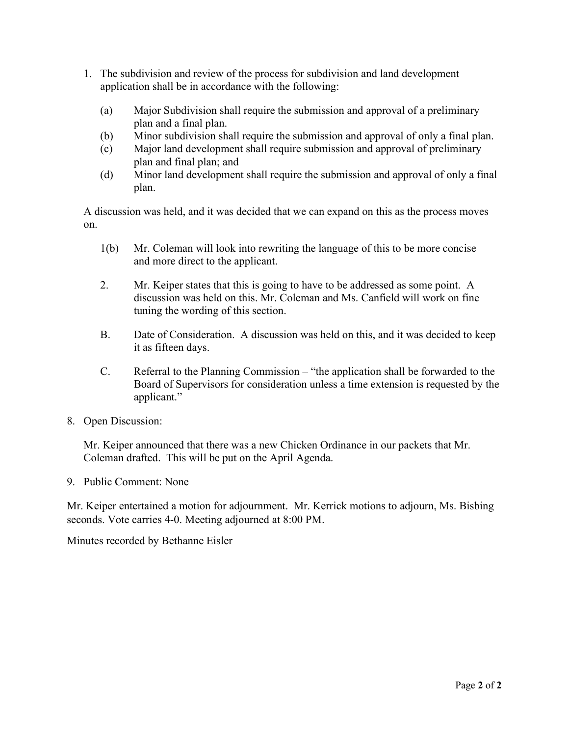1. The subdivision and review of the process for subdivision and land development application shall be in accordance with the following:

   (a) Major Subdivision shall require the submission and approval of a preliminary plan and a final plan.
   
   (b) Minor subdivision shall require the submission and approval of only a final plan.
   
   (c) Major land development shall require submission and approval of preliminary plan and final plan; and
   
   (d) Minor land development shall require the submission and approval of only a final plan.

   A discussion was held, and it was decided that we can expand on this as the process moves on.

   1(b) Mr. Coleman will look into rewriting the language of this to be more concise and more direct to the applicant.

   2. Mr. Keiper states that this is going to have to be addressed as some point. A discussion was held on this. Mr. Coleman and Ms. Canfield will work on fine tuning the wording of this section.

   B. Date of Consideration. A discussion was held on this, and it was decided to keep it as fifteen days.

   C. Referral to the Planning Commission – "the application shall be forwarded to the Board of Supervisors for consideration unless a time extension is requested by the applicant."

8. Open Discussion:

   Mr. Keiper announced that there was a new Chicken Ordinance in our packets that Mr. Coleman drafted. This will be put on the April Agenda.

9. Public Comment: None

Mr. Keiper entertained a motion for adjournment. Mr. Kerrick motions to adjourn, Ms. Bisbing seconds. Vote carries 4-0. Meeting adjourned at 8:00 PM.

Minutes recorded by Bethanne Eisler